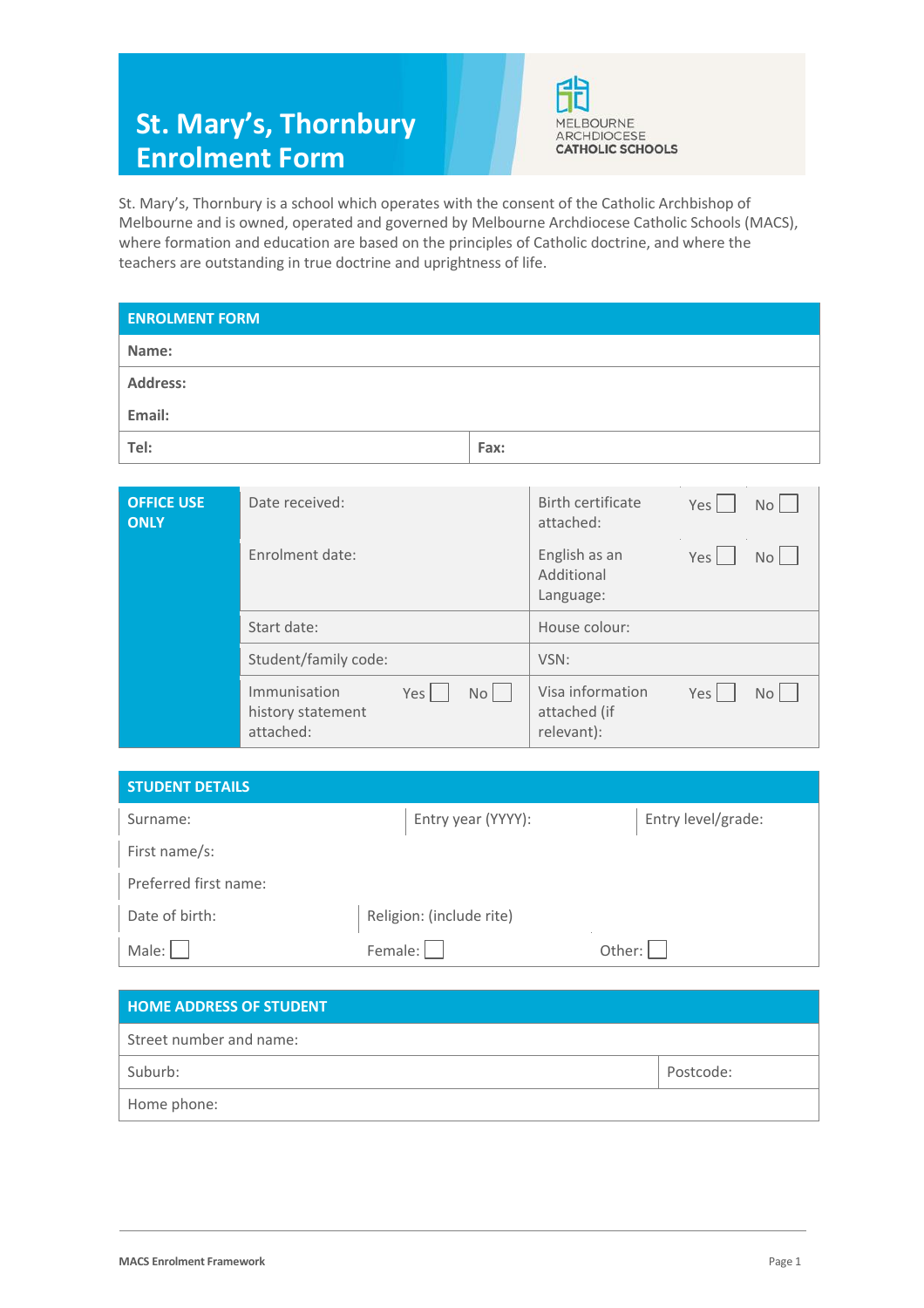# St. Mary's, Thornbury Enrolment Form

MELBOURNE ARCHDIOCESE CATHOLIC SCHOOLS

St. Mary's, Thornbury is a school which operates with the consent of the Catholic Archbishop of Melbourne and is owned, operated and governed by Melbourne Archdiocese Catholic Schools (MACS), where formation and education are based on the principles of Catholic doctrine, and where the teachers are outstanding in true doctrine and uprightness of life.

| ENROLMENT FORM | |
|---|---|
| **Name:** | |
| **Address:** | |
| **Email:** | |
| **Tel:** | **Fax:** |

| OFFICE USE ONLY | | |
|---|---|---|
| | Date received: | Birth certificate attached: Yes ☐ No ☐ |
| | Enrolment date: | English as an Additional Language: Yes ☐ No ☐ |
| | Start date: | House colour: |
| | Student/family code: | VSN: |
| | Immunisation history statement attached: Yes ☐ No ☐ | Visa information attached (if relevant): Yes ☐ No ☐ |

| STUDENT DETAILS | | |
|---|---|---|
| Surname: | Entry year (YYYY): | Entry level/grade: |
| First name/s: | | |
| Preferred first name: | | |
| Date of birth: | Religion: (include rite) | |
| Male: ☐ | Female: ☐ | Other: ☐ |

| HOME ADDRESS OF STUDENT | |
|---|---|
| Street number and name: | |
| Suburb: | Postcode: |
| Home phone: | |

MACS Enrolment Framework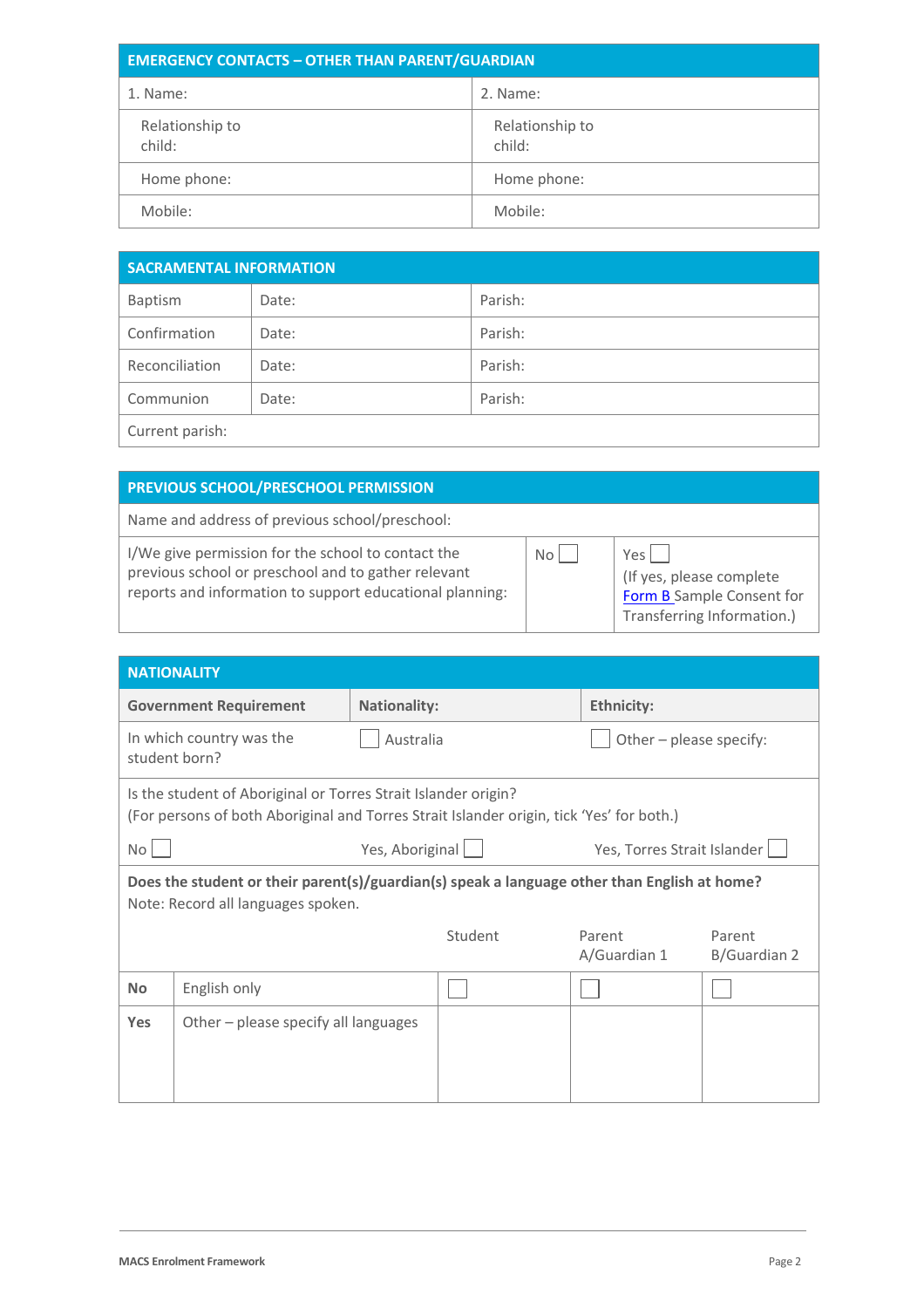| EMERGENCY CONTACTS – OTHER THAN PARENT/GUARDIAN | |
|---|---|
| 1. Name: | 2. Name: |
| Relationship to child: | Relationship to child: |
| Home phone: | Home phone: |
| Mobile: | Mobile: |

| SACRAMENTAL INFORMATION | | |
|---|---|---|
| Baptism | Date: | Parish: |
| Confirmation | Date: | Parish: |
| Reconciliation | Date: | Parish: |
| Communion | Date: | Parish: |
| Current parish: | | |

| PREVIOUS SCHOOL/PRESCHOOL PERMISSION | | |
|---|---|---|
| Name and address of previous school/preschool: | | |
| I/We give permission for the school to contact the previous school or preschool and to gather relevant reports and information to support educational planning: | No ☐ | Yes ☐ (If yes, please complete Form B Sample Consent for Transferring Information.) |

| NATIONALITY | | |
|---|---|---|
| **Government Requirement** | **Nationality:** | **Ethnicity:** |
| In which country was the student born? | ☐ Australia | ☐ Other – please specify: |

Is the student of Aboriginal or Torres Strait Islander origin?
(For persons of both Aboriginal and Torres Strait Islander origin, tick 'Yes' for both.)

No ☐ Yes, Aboriginal ☐ Yes, Torres Strait Islander ☐

**Does the student or their parent(s)/guardian(s) speak a language other than English at home?**
Note: Record all languages spoken.

| | | Student | Parent A/Guardian 1 | Parent B/Guardian 2 |
|---|---|---|---|---|
| **No** | English only | ☐ | ☐ | ☐ |
| **Yes** | Other – please specify all languages | | | |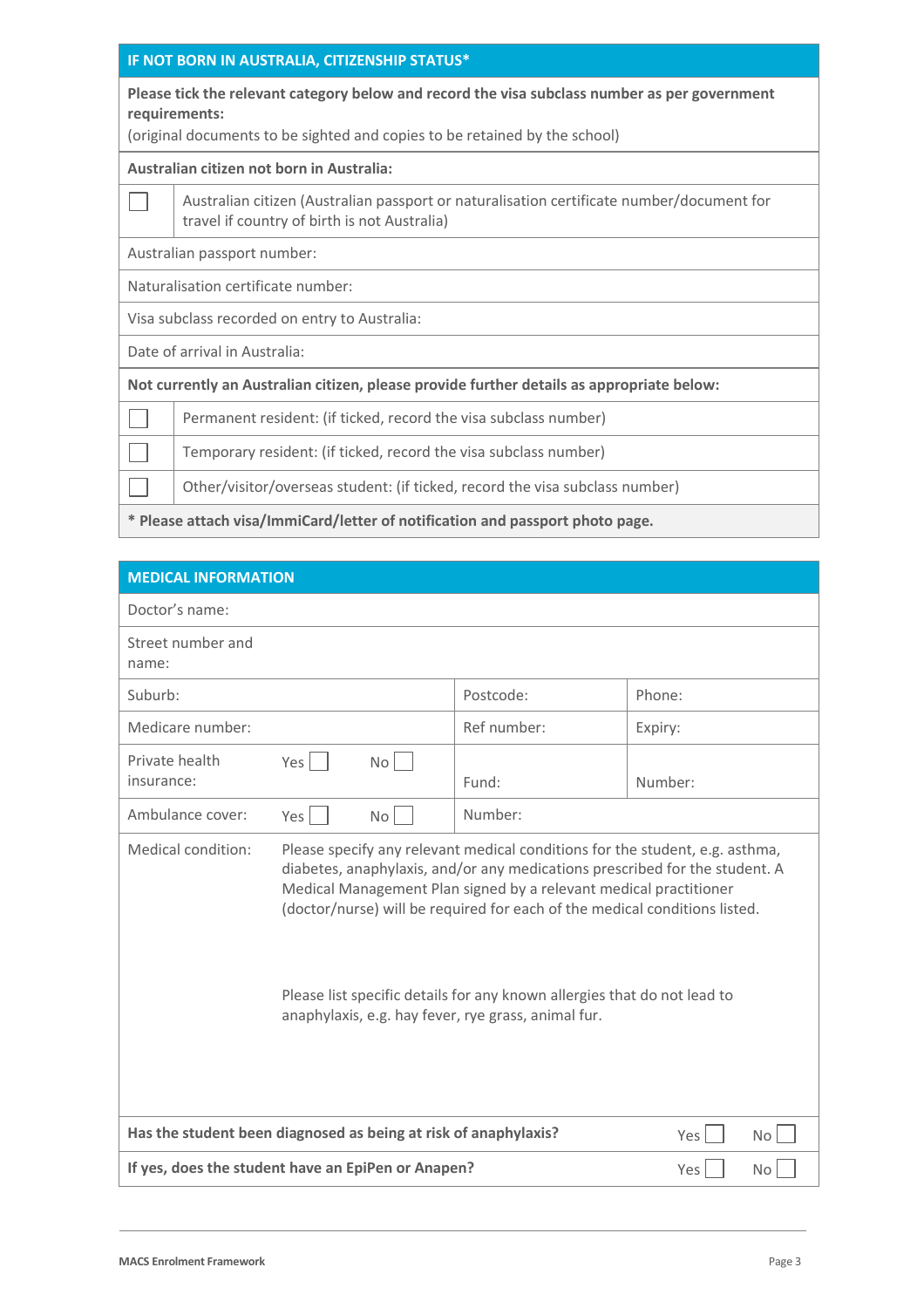| IF NOT BORN IN AUSTRALIA, CITIZENSHIP STATUS* | |
|---|---|
| **Please tick the relevant category below and record the visa subclass number as per government requirements:** (original documents to be sighted and copies to be retained by the school) | |
| **Australian citizen not born in Australia:** | |
| ☐ | Australian citizen (Australian passport or naturalisation certificate number/document for travel if country of birth is not Australia) |
| Australian passport number: | |
| Naturalisation certificate number: | |
| Visa subclass recorded on entry to Australia: | |
| Date of arrival in Australia: | |
| **Not currently an Australian citizen, please provide further details as appropriate below:** | |
| ☐ | Permanent resident: (if ticked, record the visa subclass number) |
| ☐ | Temporary resident: (if ticked, record the visa subclass number) |
| ☐ | Other/visitor/overseas student: (if ticked, record the visa subclass number) |
| **\* Please attach visa/ImmiCard/letter of notification and passport photo page.** | |

| MEDICAL INFORMATION | | | |
|---|---|---|---|
| Doctor's name: | | | |
| Street number and name: | | | |
| Suburb: | | Postcode: | Phone: |
| Medicare number: | | Ref number: | Expiry: |
| Private health insurance: | Yes ☐ No ☐ | Fund: | Number: |
| Ambulance cover: | Yes ☐ No ☐ | Number: | |
| Medical condition: | Please specify any relevant medical conditions for the student, e.g. asthma, diabetes, anaphylaxis, and/or any medications prescribed for the student. A Medical Management Plan signed by a relevant medical practitioner (doctor/nurse) will be required for each of the medical conditions listed.<br><br>Please list specific details for any known allergies that do not lead to anaphylaxis, e.g. hay fever, rye grass, animal fur. | | |
| **Has the student been diagnosed as being at risk of anaphylaxis?** | | | Yes ☐ No ☐ |
| **If yes, does the student have an EpiPen or Anapen?** | | | Yes ☐ No ☐ |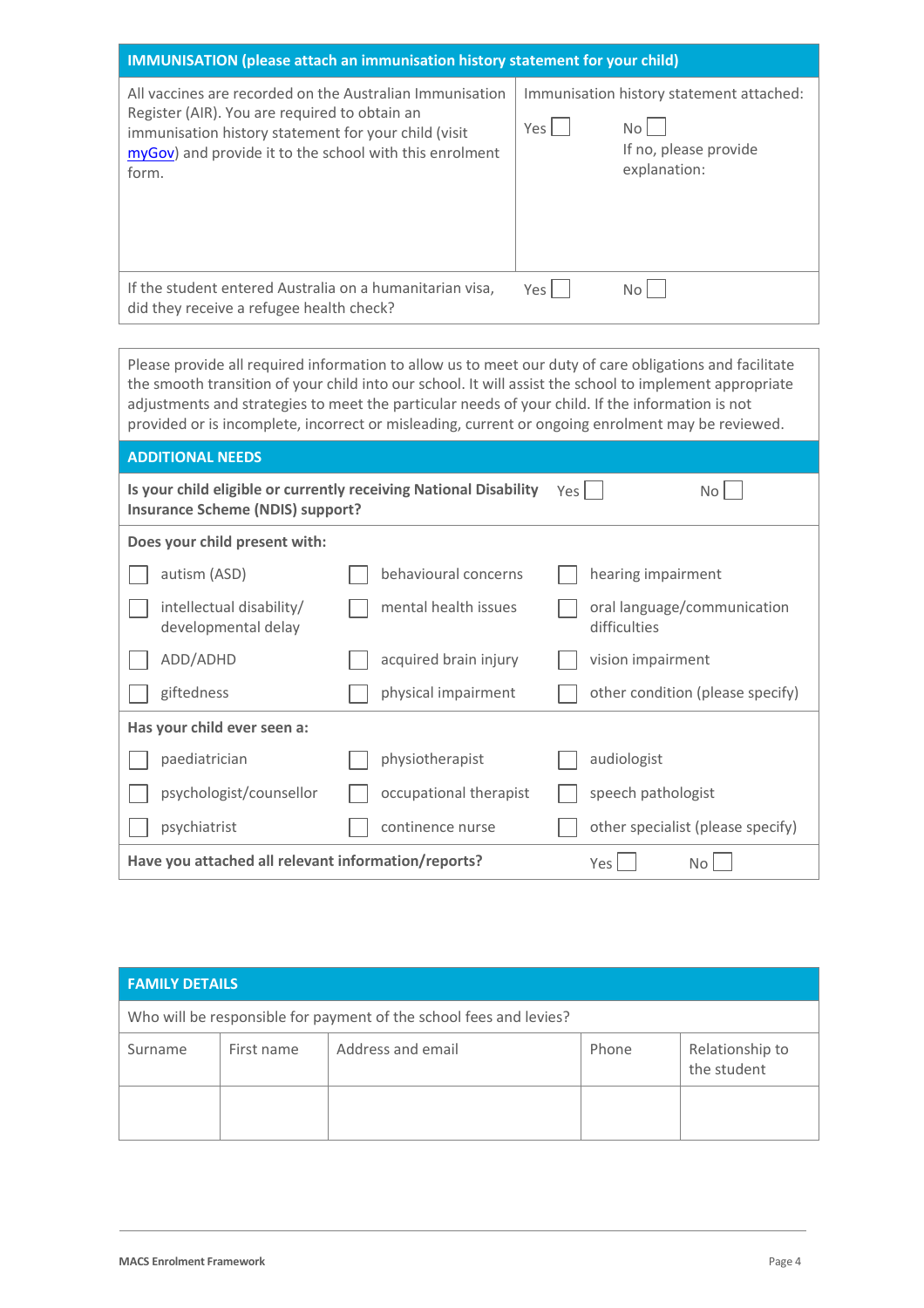| IMMUNISATION (please attach an immunisation history statement for your child) | | |
|---|---|---|
| All vaccines are recorded on the Australian Immunisation Register (AIR). You are required to obtain an immunisation history statement for your child (visit myGov) and provide it to the school with this enrolment form. | Immunisation history statement attached:<br><br>Yes ☐ | No ☐<br>If no, please provide explanation: |
| If the student entered Australia on a humanitarian visa, did they receive a refugee health check? | Yes ☐ | No ☐ |

Please provide all required information to allow us to meet our duty of care obligations and facilitate the smooth transition of your child into our school. It will assist the school to implement appropriate adjustments and strategies to meet the particular needs of your child. If the information is not provided or is incomplete, incorrect or misleading, current or ongoing enrolment may be reviewed.

| ADDITIONAL NEEDS | | |
|---|---|---|
| **Is your child eligible or currently receiving National Disability Insurance Scheme (NDIS) support?** | Yes ☐ | No ☐ |
| **Does your child present with:** | | |
| ☐ autism (ASD) | ☐ behavioural concerns | ☐ hearing impairment |
| ☐ intellectual disability/ developmental delay | ☐ mental health issues | ☐ oral language/communication difficulties |
| ☐ ADD/ADHD | ☐ acquired brain injury | ☐ vision impairment |
| ☐ giftedness | ☐ physical impairment | ☐ other condition (please specify) |
| **Has your child ever seen a:** | | |
| ☐ paediatrician | ☐ physiotherapist | ☐ audiologist |
| ☐ psychologist/counsellor | ☐ occupational therapist | ☐ speech pathologist |
| ☐ psychiatrist | ☐ continence nurse | ☐ other specialist (please specify) |
| **Have you attached all relevant information/reports?** | Yes ☐ | No ☐ |

| FAMILY DETAILS | | | | |
|---|---|---|---|---|
| Who will be responsible for payment of the school fees and levies? | | | | |
| Surname | First name | Address and email | Phone | Relationship to the student |
| | | | | |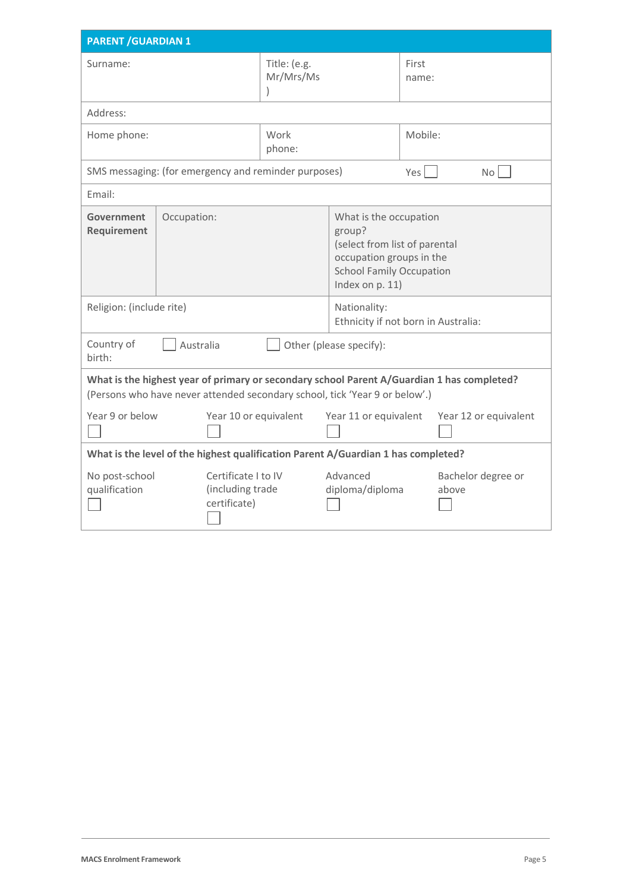## PARENT /GUARDIAN 1

| Surname: | Title: (e.g. Mr/Mrs/Ms) | First name: |
|---|---|---|
| Address: | | |
| Home phone: | Work phone: | Mobile: |
| SMS messaging: (for emergency and reminder purposes) | Yes ☐ | No ☐ |
| Email: | | |

| **Government Requirement** | Occupation: | What is the occupation group? (select from list of parental occupation groups in the School Family Occupation Index on p. 11) |
|---|---|---|

| Religion: (include rite) | Nationality: Ethnicity if not born in Australia: |
|---|---|

| Country of birth: | ☐ Australia | ☐ Other (please specify): |
|---|---|---|

**What is the highest year of primary or secondary school Parent A/Guardian 1 has completed?**
(Persons who have never attended secondary school, tick 'Year 9 or below'.)

| Year 9 or below | Year 10 or equivalent | Year 11 or equivalent | Year 12 or equivalent |
|---|---|---|---|
| ☐ | ☐ | ☐ | ☐ |

**What is the level of the highest qualification Parent A/Guardian 1 has completed?**

| No post-school qualification | Certificate I to IV (including trade certificate) | Advanced diploma/diploma | Bachelor degree or above |
|---|---|---|---|
| ☐ | ☐ | ☐ | ☐ |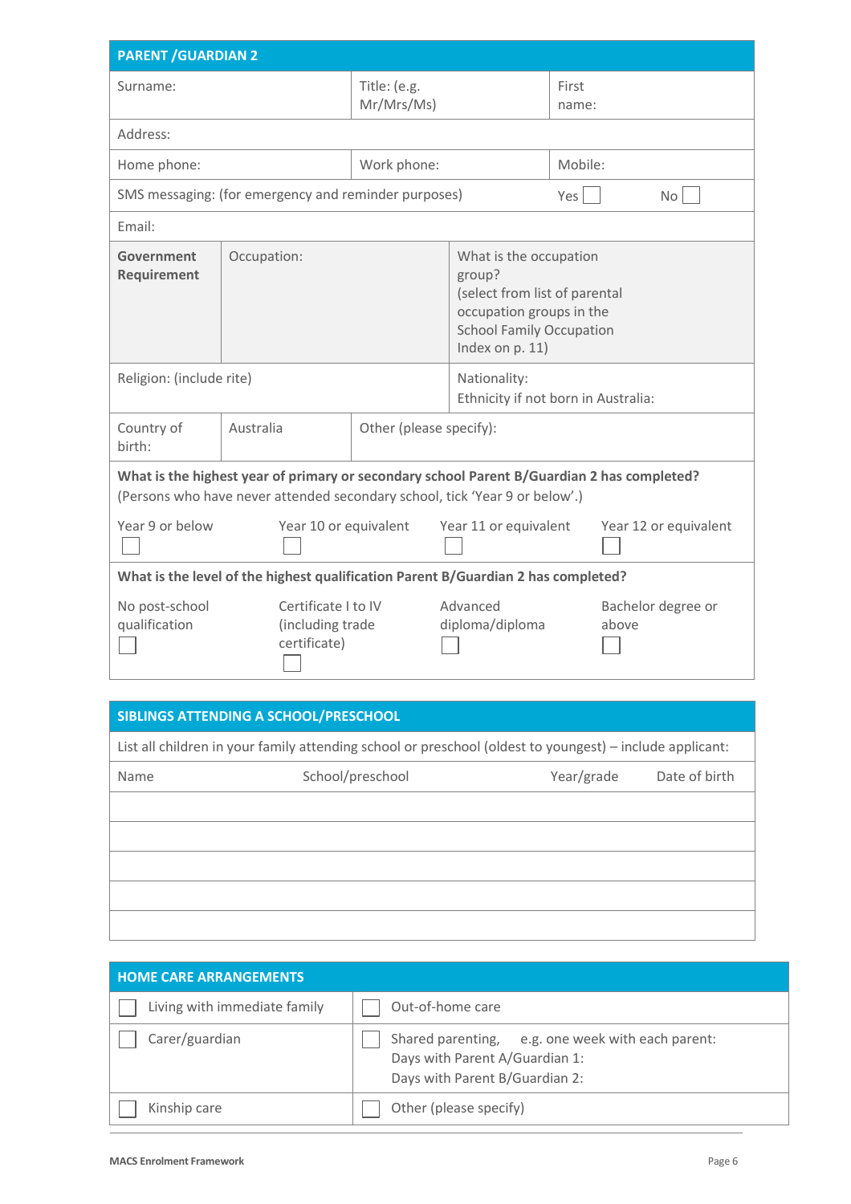## PARENT /GUARDIAN 2

| Surname: | Title: (e.g. Mr/Mrs/Ms) | First name: |
|---|---|---|
| Address: | | |
| Home phone: | Work phone: | Mobile: |
| SMS messaging: (for emergency and reminder purposes) | Yes ☐ | No ☐ |
| Email: | | |

| **Government Requirement** | Occupation: | What is the occupation group? (select from list of parental occupation groups in the School Family Occupation Index on p. 11) |
|---|---|---|

| Religion: (include rite) | Nationality: Ethnicity if not born in Australia: |
|---|---|

| Country of birth: | Australia | Other (please specify): |
|---|---|---|

**What is the highest year of primary or secondary school Parent B/Guardian 2 has completed?**
(Persons who have never attended secondary school, tick 'Year 9 or below'.)

| Year 9 or below ☐ | Year 10 or equivalent ☐ | Year 11 or equivalent ☐ | Year 12 or equivalent ☐ |
|---|---|---|---|

**What is the level of the highest qualification Parent B/Guardian 2 has completed?**

| No post-school qualification ☐ | Certificate I to IV (including trade certificate) ☐ | Advanced diploma/diploma ☐ | Bachelor degree or above ☐ |
|---|---|---|---|

## SIBLINGS ATTENDING A SCHOOL/PRESCHOOL

List all children in your family attending school or preschool (oldest to youngest) – include applicant:

| Name | School/preschool | Year/grade | Date of birth |
|---|---|---|---|
| | | | |
| | | | |
| | | | |
| | | | |
| | | | |

## HOME CARE ARRANGEMENTS

| ☐ Living with immediate family | ☐ Out-of-home care |
|---|---|
| ☐ Carer/guardian | ☐ Shared parenting, e.g. one week with each parent: Days with Parent A/Guardian 1: Days with Parent B/Guardian 2: |
| ☐ Kinship care | ☐ Other (please specify) |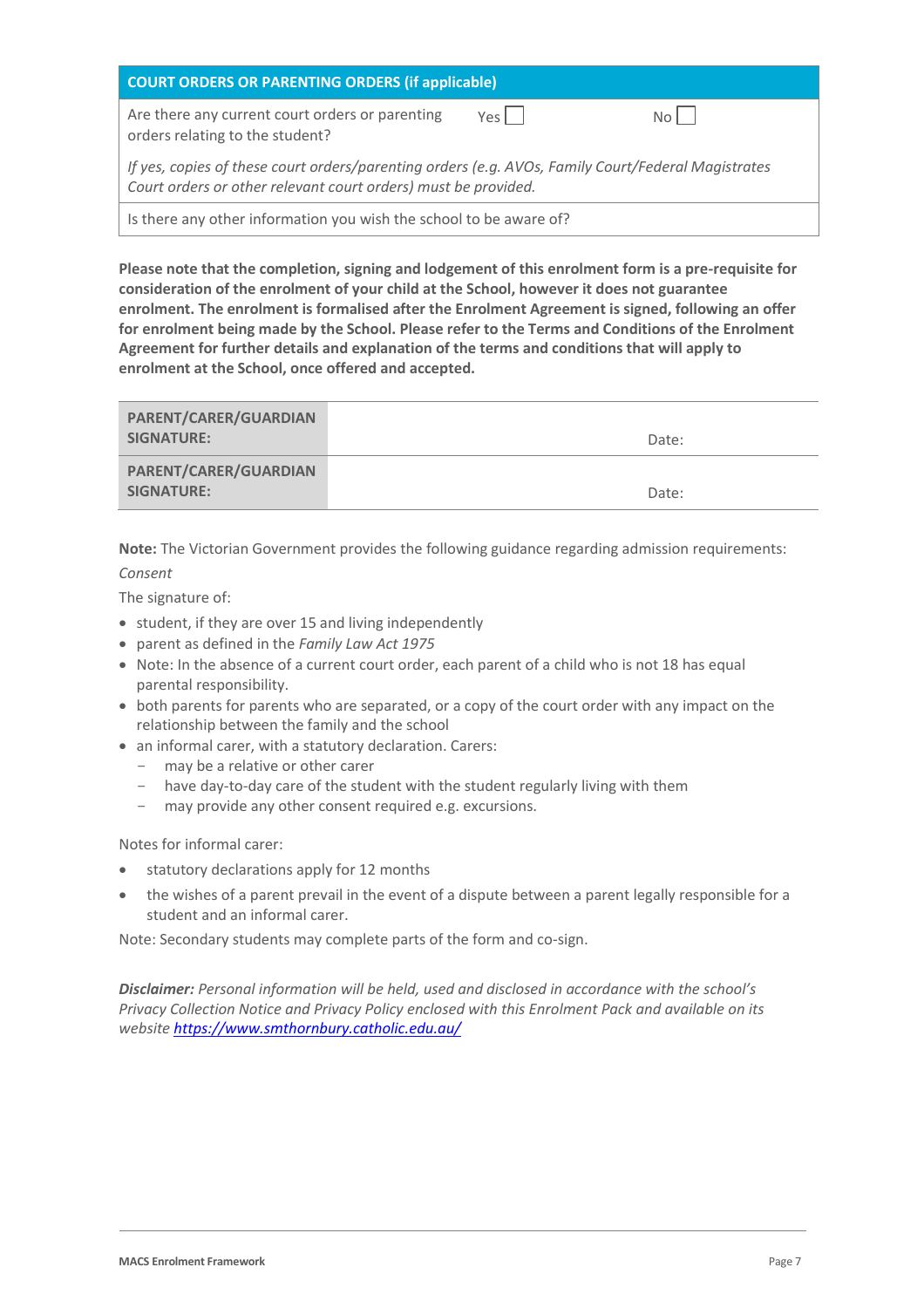| COURT ORDERS OR PARENTING ORDERS (if applicable) | | |
|---|---|---|
| Are there any current court orders or parenting orders relating to the student? | Yes ☐ | No ☐ |
| *If yes, copies of these court orders/parenting orders (e.g. AVOs, Family Court/Federal Magistrates Court orders or other relevant court orders) must be provided.* | | |
| Is there any other information you wish the school to be aware of? | | |

**Please note that the completion, signing and lodgement of this enrolment form is a pre-requisite for consideration of the enrolment of your child at the School, however it does not guarantee enrolment. The enrolment is formalised after the Enrolment Agreement is signed, following an offer for enrolment being made by the School. Please refer to the Terms and Conditions of the Enrolment Agreement for further details and explanation of the terms and conditions that will apply to enrolment at the School, once offered and accepted.**

| | | |
|---|---|---|
| **PARENT/CARER/GUARDIAN SIGNATURE:** | | Date: |
| **PARENT/CARER/GUARDIAN SIGNATURE:** | | Date: |

**Note:** The Victorian Government provides the following guidance regarding admission requirements:

*Consent*

The signature of:

- student, if they are over 15 and living independently
- parent as defined in the *Family Law Act 1975*
- Note: In the absence of a current court order, each parent of a child who is not 18 has equal parental responsibility.
- both parents for parents who are separated, or a copy of the court order with any impact on the relationship between the family and the school
- an informal carer, with a statutory declaration. Carers:
  - may be a relative or other carer
  - have day-to-day care of the student with the student regularly living with them
  - may provide any other consent required e.g. excursions.

Notes for informal carer:

- statutory declarations apply for 12 months
- the wishes of a parent prevail in the event of a dispute between a parent legally responsible for a student and an informal carer.

Note: Secondary students may complete parts of the form and co-sign.

***Disclaimer:*** *Personal information will be held, used and disclosed in accordance with the school's Privacy Collection Notice and Privacy Policy enclosed with this Enrolment Pack and available on its website* [https://www.smthornbury.catholic.edu.au/](https://www.smthornbury.catholic.edu.au/)